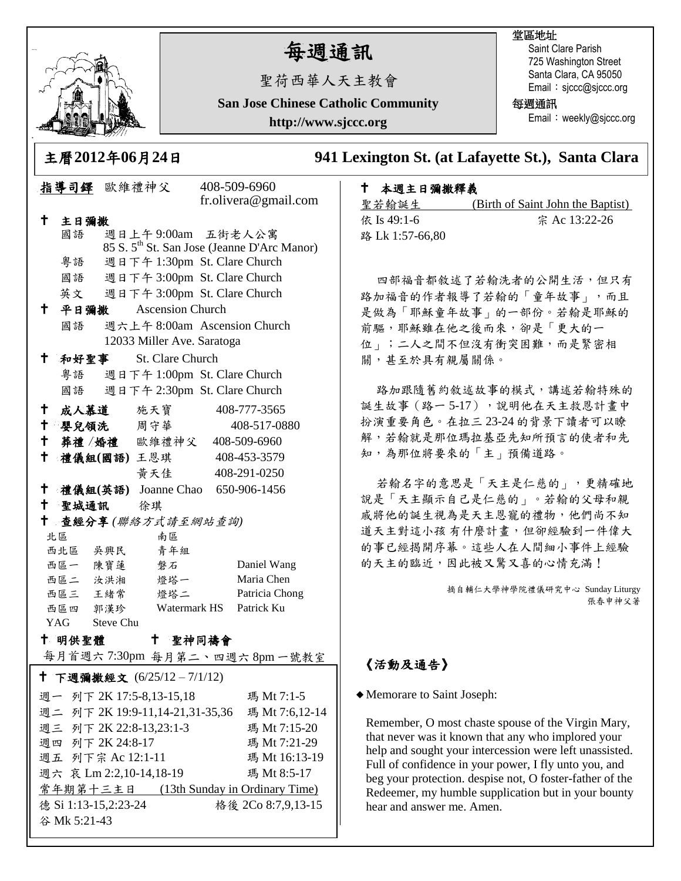# 每週通訊

聖荷西華人天主教會

**San Jose Chinese Catholic Community**

**http://www.sjccc.org**

堂區地址
Saint Clare Parish
725 Washington Street
Santa Clara, CA 95050
Email：sjccc@sjccc.org

每週通訊
Email：weekly@sjccc.org

**主曆2012年06月24日** **941 Lexington St. (at Lafayette St.), Santa Clara**

**指導司鐸** 歐維禮神父 408-509-6960 fr.olivera@gmail.com

✝ **主日彌撒**
- 國語 週日上午 9:00am 五街老人公寓 85 S. 5th St. San Jose (Jeanne D'Arc Manor)
- 粵語 週日下午 1:30pm St. Clare Church
- 國語 週日下午 3:00pm St. Clare Church
- 英文 週日下午 3:00pm St. Clare Church

✝ **平日彌撒** Ascension Church
- 國語 週六上午 8:00am Ascension Church 12033 Miller Ave. Saratoga

✝ **和好聖事** St. Clare Church
- 粵語 週日下午 1:00pm St. Clare Church
- 國語 週日下午 2:30pm St. Clare Church

✝ **成人慕道** 施天寶 408-777-3565
✝ **嬰兒領洗** 周守華 408-517-0880
✝ **葬禮 /婚禮** 歐維禮神父 408-509-6960
✝ **禮儀組(國語)** 王恩琪 408-453-3579 / 黃天佳 408-291-0250
✝ **禮儀組(英語)** Joanne Chao 650-906-1456
✝ **聖城通訊** 徐琪
✝ **查經分享** *(聯絡方式請至網站查詢)*

| 北區 | | 南區 | |
|---|---|---|---|
| 西北區 | 吳興民 | 青年組 | |
| 西區一 | 陳寶蓮 | 磐石 | Daniel Wang |
| 西區二 | 汝洪湘 | 燈塔一 | Maria Chen |
| 西區三 | 王緒常 | 燈塔二 | Patricia Chong |
| 西區四 | 郭漢珍 | Watermark HS | Patrick Ku |
| YAG | Steve Chu | | |

✝ **明供聖體** ✝ **聖神同禱會**
每月首週六 7:30pm 每月第二、四週六 8pm 一號教室

✝ **下週彌撒經文** (6/25/12 – 7/1/12)

| | | |
|---|---|---|
| 週一 | 列下 2K 17:5-8,13-15,18 | 瑪 Mt 7:1-5 |
| 週二 | 列下 2K 19:9-11,14-21,31-35,36 | 瑪 Mt 7:6,12-14 |
| 週三 | 列下 2K 22:8-13,23:1-3 | 瑪 Mt 7:15-20 |
| 週四 | 列下 2K 24:8-17 | 瑪 Mt 7:21-29 |
| 週五 | 列下宗 Ac 12:1-11 | 瑪 Mt 16:13-19 |
| 週六 | 哀 Lm 2:2,10-14,18-19 | 瑪 Mt 8:5-17 |

常年期第十三主日 (13th Sunday in Ordinary Time)
德 Si 1:13-15,2:23-24 格後 2Co 8:7,9,13-15
谷 Mk 5:21-43

✝ **本週主日彌撒釋義**

聖若翰誕生 (Birth of Saint John the Baptist)
依 Is 49:1-6 宗 Ac 13:22-26
路 Lk 1:57-66,80

四部福音都敘述了若翰洗者的公開生活，但只有路加福音的作者報導了若翰的「童年故事」，而且是做為「耶穌童年故事」的一部份。若翰是耶穌的前驅，耶穌雖在他之後而來，卻是「更大的一位」；二人之間不但沒有衝突困難，而是緊密相關，甚至於具有親屬關係。

路加跟隨舊約敘述故事的模式，講述若翰特殊的誕生故事（路一 5-17），說明他在天主救恩計畫中扮演重要角色。在拉三 23-24 的背景下讀者可以瞭解，若翰就是那位瑪拉基亞先知所預言的使者和先知，為那位將要來的「主」預備道路。

若翰名字的意思是「天主是仁慈的」，更精確地說是「天主顯示自己是仁慈的」。若翰的父母和親戚將他的誕生視為是天主恩寵的禮物，他們尚不知道天主對這小孩 有什麼計畫，但卻經驗到一件偉大的事已經揭開序幕。這些人在人間細小事件上經驗的天主的臨近，因此被又驚又喜的心情充滿！

摘自輔仁大學神學院禮儀研究中心 Sunday Liturgy 張春申神父著

## 《活動及通告》

◆ Memorare to Saint Joseph:

Remember, O most chaste spouse of the Virgin Mary, that never was it known that any who implored your help and sought your intercession were left unassisted. Full of confidence in your power, I fly unto you, and beg your protection. despise not, O foster-father of the Redeemer, my humble supplication but in your bounty hear and answer me. Amen.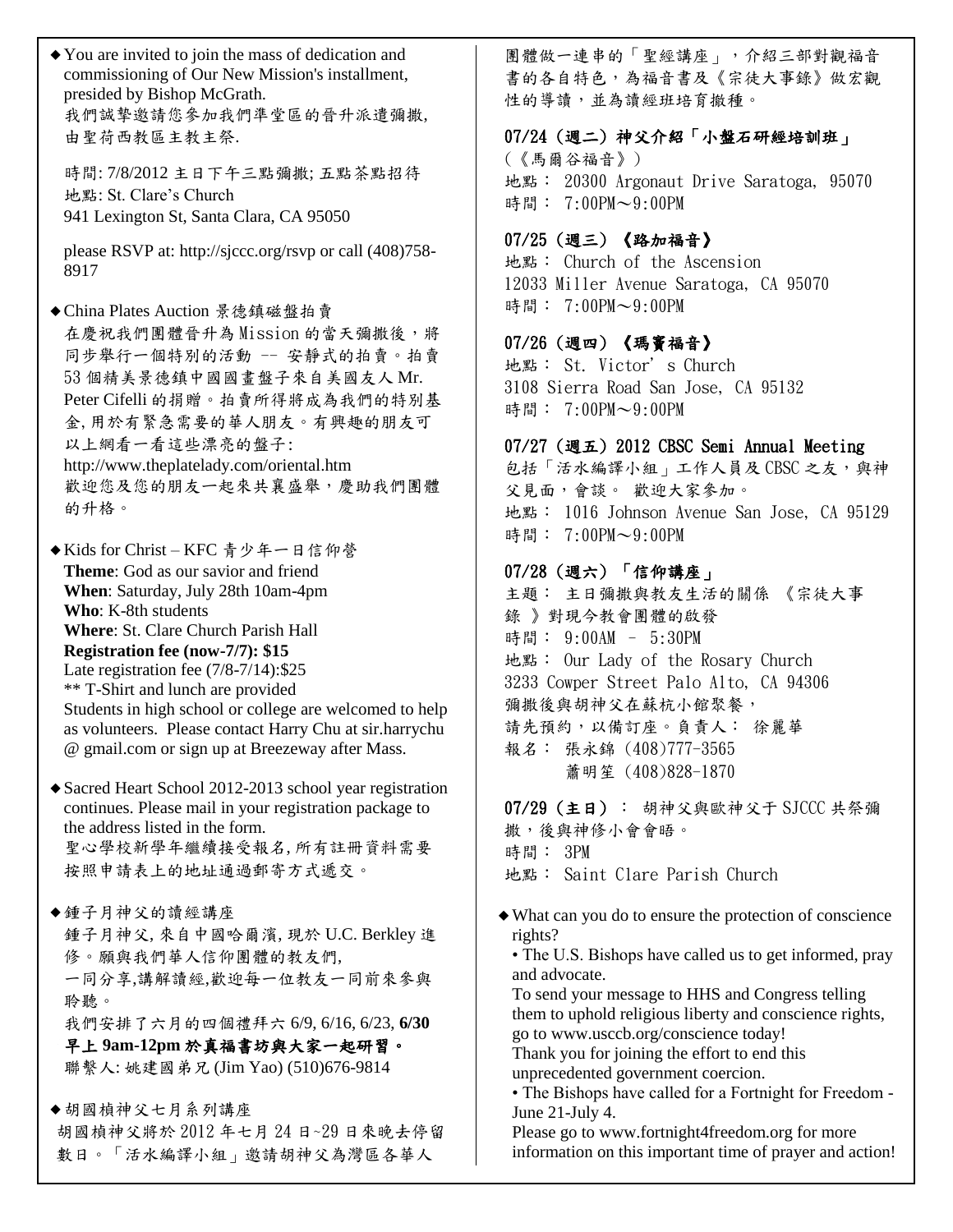◆You are invited to join the mass of dedication and commissioning of Our New Mission's installment, presided by Bishop McGrath.
我們誠摯邀請您參加我們準堂區的晉升派遣彌撒, 由聖荷西教區主教主祭.

時間: 7/8/2012 主日下午三點彌撒; 五點茶點招待
地點: St. Clare's Church
941 Lexington St, Santa Clara, CA 95050

please RSVP at: http://sjccc.org/rsvp or call (408)758-8917

◆China Plates Auction 景德鎮磁盤拍賣
在慶祝我們團體晉升為 Mission 的當天彌撒後，將同步舉行一個特別的活動 -- 安靜式的拍賣。拍賣 53 個精美景德鎮中國國畫盤子來自美國友人 Mr. Peter Cifelli 的捐贈。拍賣所得將成為我們的特別基金, 用於有緊急需要的華人朋友。有興趣的朋友可以上網看一看這些漂亮的盤子:
http://www.theplatelady.com/oriental.htm
歡迎您及您的朋友一起來共襄盛舉，慶助我們團體的升格。

◆Kids for Christ – KFC 青少年一日信仰營
**Theme**: God as our savior and friend
**When**: Saturday, July 28th 10am-4pm
**Who**: K-8th students
**Where**: St. Clare Church Parish Hall
**Registration fee (now-7/7): $15**
Late registration fee (7/8-7/14):$25
** T-Shirt and lunch are provided
Students in high school or college are welcomed to help as volunteers. Please contact Harry Chu at sir.harrychu @ gmail.com or sign up at Breezeway after Mass.

◆Sacred Heart School 2012-2013 school year registration continues. Please mail in your registration package to the address listed in the form.
聖心學校新學年繼續接受報名, 所有註冊資料需要按照申請表上的地址通過郵寄方式遞交。

◆鍾子月神父的讀經講座
鍾子月神父, 來自中國哈爾濱, 現於 U.C. Berkley 進修。願與我們華人信仰團體的教友們,
一同分享,講解讀經,歡迎每一位教友一同前來參與聆聽。
我們安排了六月的四個禮拜六 6/9, 6/16, 6/23, **6/30 早上 9am-12pm 於真福書坊與大家一起研習。**
聯繫人: 姚建國弟兄 (Jim Yao) (510)676-9814

◆胡國楨神父七月系列講座
胡國楨神父將於 2012 年七月 24 日~29 日來晚去停留數日。「活水編譯小組」邀請胡神父為灣區各華人團體做一連串的「聖經講座」，介紹三部對觀福音書的各自特色，為福音書及《宗徒大事錄》做宏觀性的導讀，並為讀經班培育撒種。

**07/24（週二）神父介紹「小盤石研經培訓班」**
(《馬爾谷福音》)
地點： 20300 Argonaut Drive Saratoga, 95070
時間： 7:00PM～9:00PM

**07/25（週三）《路加福音》**
地點： Church of the Ascension
12033 Miller Avenue Saratoga, CA 95070
時間： 7:00PM～9:00PM

**07/26（週四）《瑪竇福音》**
地點： St. Victor's Church
3108 Sierra Road San Jose, CA 95132
時間： 7:00PM～9:00PM

**07/27（週五）2012 CBSC Semi Annual Meeting**
包括「活水編譯小組」工作人員及 CBSC 之友，與神父見面，會談。 歡迎大家參加。
地點： 1016 Johnson Avenue San Jose, CA 95129
時間： 7:00PM～9:00PM

**07/28（週六）「信仰講座」**
主題： 主日彌撒與教友生活的關係 《宗徒大事錄 》對現今教會團體的啟發
時間： 9:00AM – 5:30PM
地點： Our Lady of the Rosary Church
3233 Cowper Street Palo Alto, CA 94306
彌撒後與胡神父在蘇杭小館聚餐，
請先預約，以備訂座。負責人： 徐麗華
報名： 張永錦 (408)777-3565
蕭明笙 (408)828-1870

**07/29（主日）**： 胡神父與歐神父于 SJCCC 共祭彌撒，後與神修小會會晤。
時間： 3PM
地點： Saint Clare Parish Church

◆What can you do to ensure the protection of conscience rights?
• The U.S. Bishops have called us to get informed, pray and advocate.
To send your message to HHS and Congress telling them to uphold religious liberty and conscience rights, go to www.usccb.org/conscience today!
Thank you for joining the effort to end this unprecedented government coercion.
• The Bishops have called for a Fortnight for Freedom - June 21-July 4.
Please go to www.fortnight4freedom.org for more information on this important time of prayer and action!